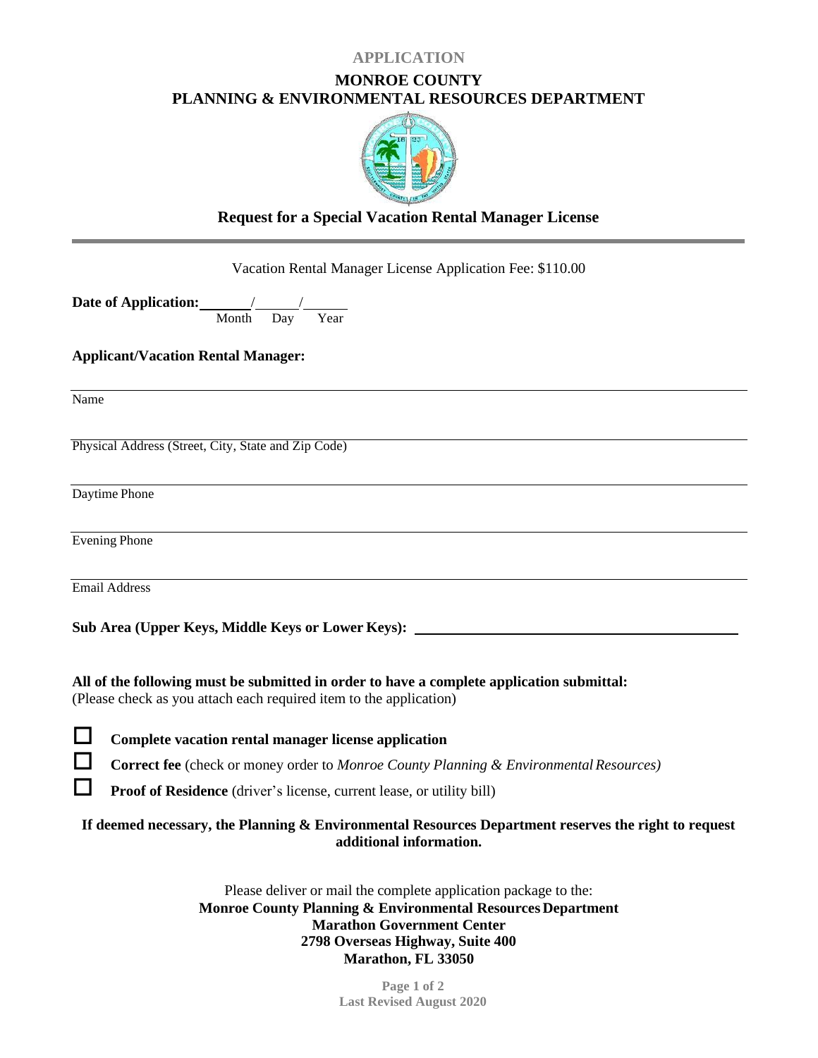**APPLICATION**

# MONROE COUNTY
# PLANNING & ENVIRONMENTAL RESOURCES DEPARTMENT

## Request for a Special Vacation Rental Manager License

Vacation Rental Manager License Application Fee: $110.00

**Date of Application:** ______/______/______
Month Day Year

**Applicant/Vacation Rental Manager:**

______________________________________________
Name

______________________________________________
Physical Address (Street, City, State and Zip Code)

______________________________________________
Daytime Phone

______________________________________________
Evening Phone

______________________________________________
Email Address

**Sub Area (Upper Keys, Middle Keys or Lower Keys):** ______________________________

**All of the following must be submitted in order to have a complete application submittal:**
(Please check as you attach each required item to the application)

- ☐ **Complete vacation rental manager license application**
- ☐ **Correct fee** (check or money order to *Monroe County Planning & Environmental Resources)*
- ☐ **Proof of Residence** (driver's license, current lease, or utility bill)

**If deemed necessary, the Planning & Environmental Resources Department reserves the right to request additional information.**

Please deliver or mail the complete application package to the:
**Monroe County Planning & Environmental Resources Department**
**Marathon Government Center**
**2798 Overseas Highway, Suite 400**
**Marathon, FL 33050**

**Last Revised August 2020**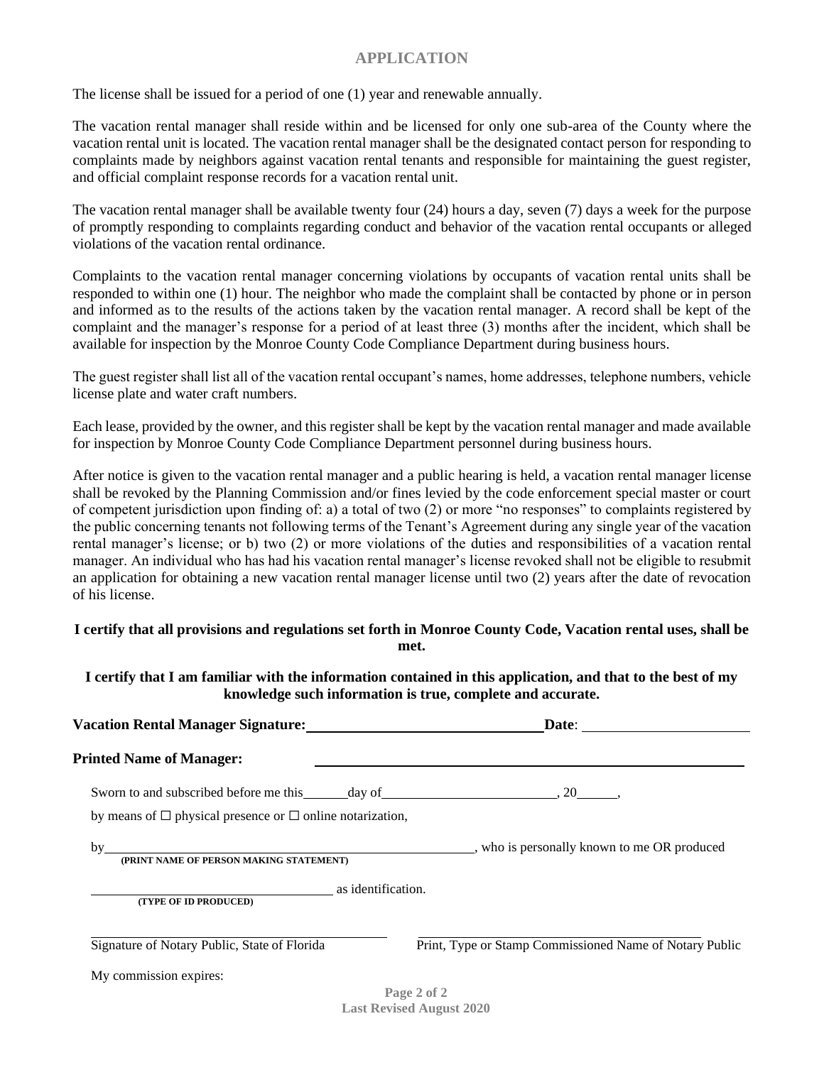## APPLICATION

The license shall be issued for a period of one (1) year and renewable annually.

The vacation rental manager shall reside within and be licensed for only one sub-area of the County where the vacation rental unit is located. The vacation rental manager shall be the designated contact person for responding to complaints made by neighbors against vacation rental tenants and responsible for maintaining the guest register, and official complaint response records for a vacation rental unit.

The vacation rental manager shall be available twenty four (24) hours a day, seven (7) days a week for the purpose of promptly responding to complaints regarding conduct and behavior of the vacation rental occupants or alleged violations of the vacation rental ordinance.

Complaints to the vacation rental manager concerning violations by occupants of vacation rental units shall be responded to within one (1) hour. The neighbor who made the complaint shall be contacted by phone or in person and informed as to the results of the actions taken by the vacation rental manager. A record shall be kept of the complaint and the manager's response for a period of at least three (3) months after the incident, which shall be available for inspection by the Monroe County Code Compliance Department during business hours.

The guest register shall list all of the vacation rental occupant's names, home addresses, telephone numbers, vehicle license plate and water craft numbers.

Each lease, provided by the owner, and this register shall be kept by the vacation rental manager and made available for inspection by Monroe County Code Compliance Department personnel during business hours.

After notice is given to the vacation rental manager and a public hearing is held, a vacation rental manager license shall be revoked by the Planning Commission and/or fines levied by the code enforcement special master or court of competent jurisdiction upon finding of: a) a total of two (2) or more "no responses" to complaints registered by the public concerning tenants not following terms of the Tenant's Agreement during any single year of the vacation rental manager's license; or b) two (2) or more violations of the duties and responsibilities of a vacation rental manager. An individual who has had his vacation rental manager's license revoked shall not be eligible to resubmit an application for obtaining a new vacation rental manager license until two (2) years after the date of revocation of his license.

**I certify that all provisions and regulations set forth in Monroe County Code, Vacation rental uses, shall be met.**

**I certify that I am familiar with the information contained in this application, and that to the best of my knowledge such information is true, complete and accurate.**

**Vacation Rental Manager Signature:** ______________________ **Date**: ______________

**Printed Name of Manager:** ______________________________________

Sworn to and subscribed before me this ______ day of ______________________, 20______,

by means of ☐ physical presence or ☐ online notarization,

by ______________________________________________, who is personally known to me OR produced
**(PRINT NAME OF PERSON MAKING STATEMENT)**

______________________________ as identification.
**(TYPE OF ID PRODUCED)**

______________________________ ______________________________
Signature of Notary Public, State of Florida Print, Type or Stamp Commissioned Name of Notary Public

My commission expires:

Last Revised August 2020